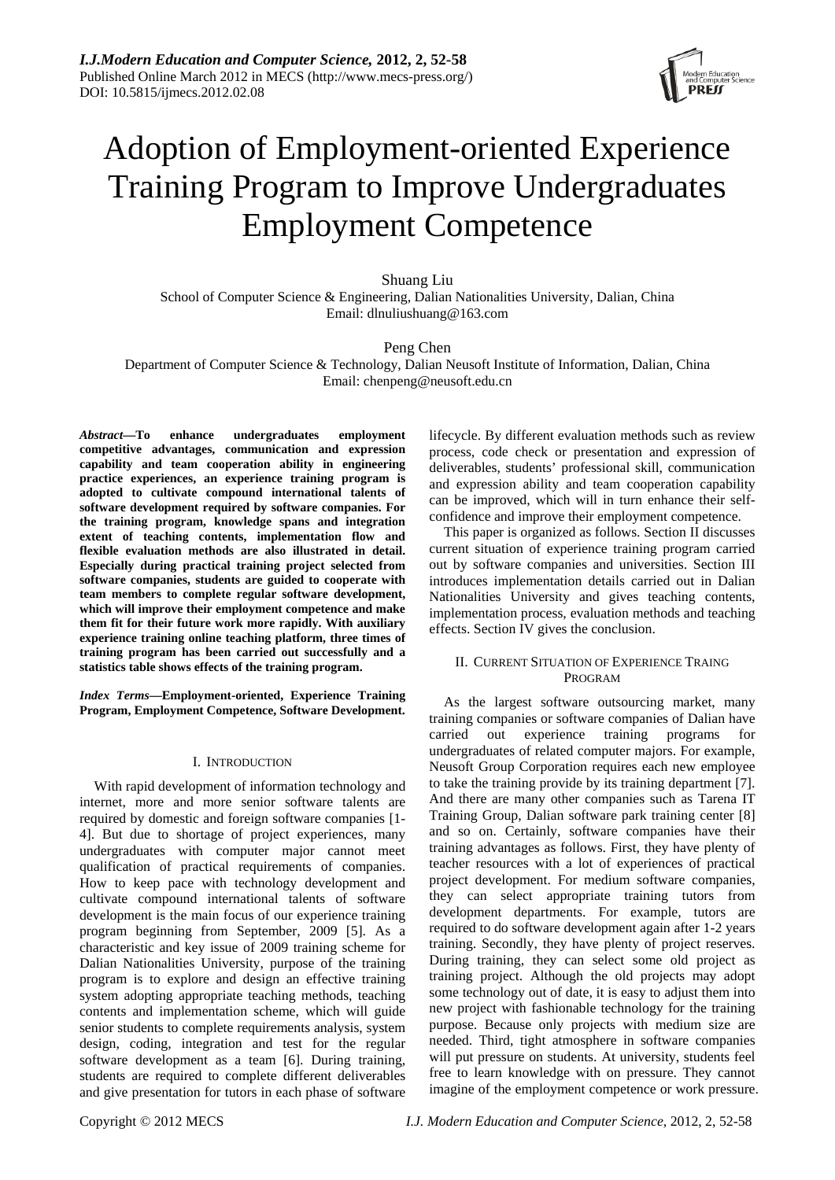# Adoption of Employment-oriented Experience Training Program to Improve Undergraduates Employment Competence

Shuang Liu
School of Computer Science & Engineering, Dalian Nationalities University, Dalian, China
Email: dlnuliushuang@163.com

Peng Chen
Department of Computer Science & Technology, Dalian Neusoft Institute of Information, Dalian, China
Email: chenpeng@neusoft.edu.cn

***Abstract*—To enhance undergraduates employment competitive advantages, communication and expression capability and team cooperation ability in engineering practice experiences, an experience training program is adopted to cultivate compound international talents of software development required by software companies. For the training program, knowledge spans and integration extent of teaching contents, implementation flow and flexible evaluation methods are also illustrated in detail. Especially during practical training project selected from software companies, students are guided to cooperate with team members to complete regular software development, which will improve their employment competence and make them fit for their future work more rapidly. With auxiliary experience training online teaching platform, three times of training program has been carried out successfully and a statistics table shows effects of the training program.**

***Index Terms*—Employment-oriented, Experience Training Program, Employment Competence, Software Development.**

## I. Introduction

With rapid development of information technology and internet, more and more senior software talents are required by domestic and foreign software companies [1-4]. But due to shortage of project experiences, many undergraduates with computer major cannot meet qualification of practical requirements of companies. How to keep pace with technology development and cultivate compound international talents of software development is the main focus of our experience training program beginning from September, 2009 [5]. As a characteristic and key issue of 2009 training scheme for Dalian Nationalities University, purpose of the training program is to explore and design an effective training system adopting appropriate teaching methods, teaching contents and implementation scheme, which will guide senior students to complete requirements analysis, system design, coding, integration and test for the regular software development as a team [6]. During training, students are required to complete different deliverables and give presentation for tutors in each phase of software lifecycle. By different evaluation methods such as review process, code check or presentation and expression of deliverables, students' professional skill, communication and expression ability and team cooperation capability can be improved, which will in turn enhance their self-confidence and improve their employment competence.

This paper is organized as follows. Section II discusses current situation of experience training program carried out by software companies and universities. Section III introduces implementation details carried out in Dalian Nationalities University and gives teaching contents, implementation process, evaluation methods and teaching effects. Section IV gives the conclusion.

## II. Current Situation of Experience Traing Program

As the largest software outsourcing market, many training companies or software companies of Dalian have carried out experience training programs for undergraduates of related computer majors. For example, Neusoft Group Corporation requires each new employee to take the training provide by its training department [7]. And there are many other companies such as Tarena IT Training Group, Dalian software park training center [8] and so on. Certainly, software companies have their training advantages as follows. First, they have plenty of teacher resources with a lot of experiences of practical project development. For medium software companies, they can select appropriate training tutors from development departments. For example, tutors are required to do software development again after 1-2 years training. Secondly, they have plenty of project reserves. During training, they can select some old project as training project. Although the old projects may adopt some technology out of date, it is easy to adjust them into new project with fashionable technology for the training purpose. Because only projects with medium size are needed. Third, tight atmosphere in software companies will put pressure on students. At university, students feel free to learn knowledge with on pressure. They cannot imagine of the employment competence or work pressure.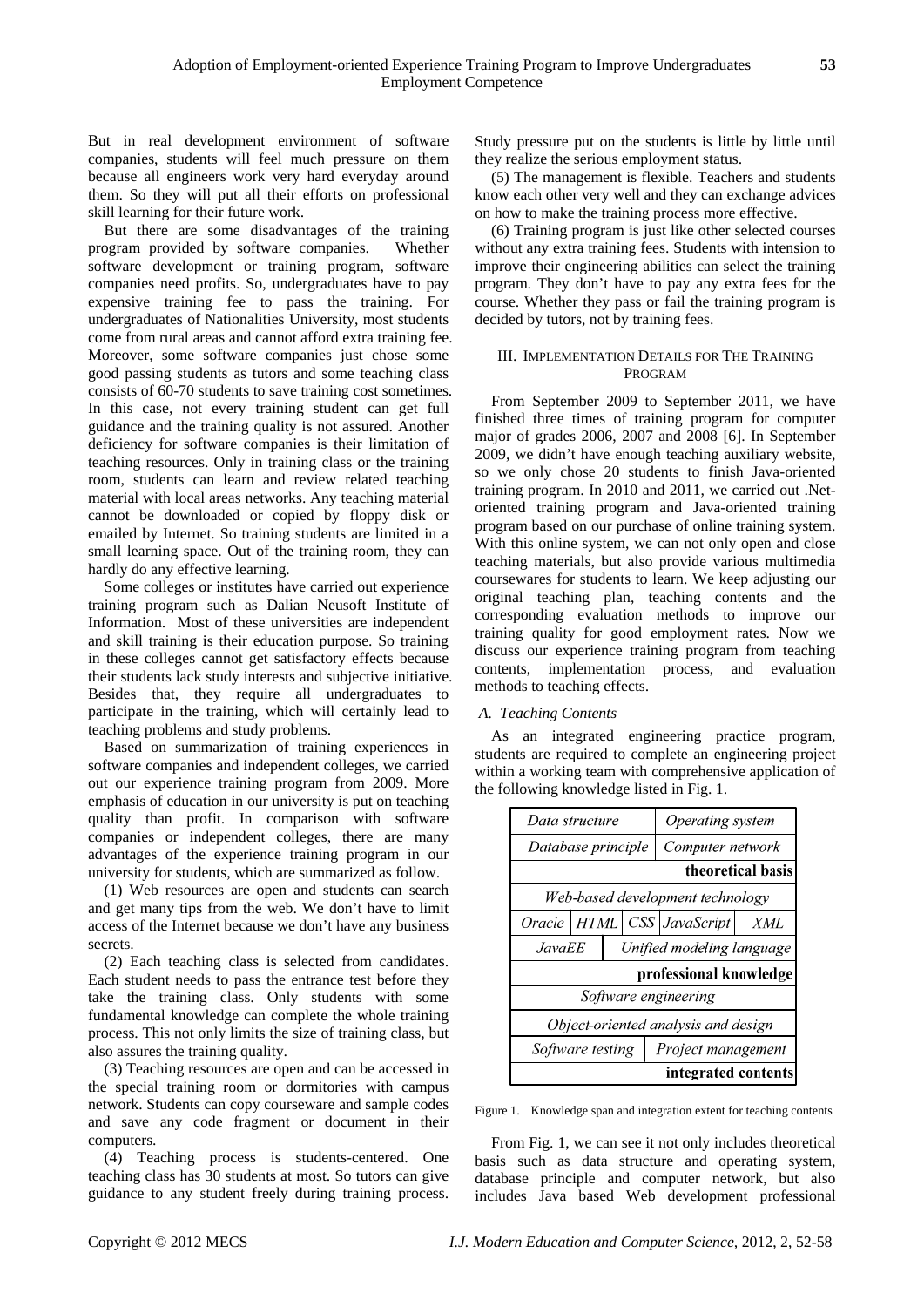But in real development environment of software companies, students will feel much pressure on them because all engineers work very hard everyday around them. So they will put all their efforts on professional skill learning for their future work.

But there are some disadvantages of the training program provided by software companies. Whether software development or training program, software companies need profits. So, undergraduates have to pay expensive training fee to pass the training. For undergraduates of Nationalities University, most students come from rural areas and cannot afford extra training fee. Moreover, some software companies just chose some good passing students as tutors and some teaching class consists of 60-70 students to save training cost sometimes. In this case, not every training student can get full guidance and the training quality is not assured. Another deficiency for software companies is their limitation of teaching resources. Only in training class or the training room, students can learn and review related teaching material with local areas networks. Any teaching material cannot be downloaded or copied by floppy disk or emailed by Internet. So training students are limited in a small learning space. Out of the training room, they can hardly do any effective learning.

Some colleges or institutes have carried out experience training program such as Dalian Neusoft Institute of Information. Most of these universities are independent and skill training is their education purpose. So training in these colleges cannot get satisfactory effects because their students lack study interests and subjective initiative. Besides that, they require all undergraduates to participate in the training, which will certainly lead to teaching problems and study problems.

Based on summarization of training experiences in software companies and independent colleges, we carried out our experience training program from 2009. More emphasis of education in our university is put on teaching quality than profit. In comparison with software companies or independent colleges, there are many advantages of the experience training program in our university for students, which are summarized as follow.

(1) Web resources are open and students can search and get many tips from the web. We don't have to limit access of the Internet because we don't have any business secrets.

(2) Each teaching class is selected from candidates. Each student needs to pass the entrance test before they take the training class. Only students with some fundamental knowledge can complete the whole training process. This not only limits the size of training class, but also assures the training quality.

(3) Teaching resources are open and can be accessed in the special training room or dormitories with campus network. Students can copy courseware and sample codes and save any code fragment or document in their computers.

(4) Teaching process is students-centered. One teaching class has 30 students at most. So tutors can give guidance to any student freely during training process. Study pressure put on the students is little by little until they realize the serious employment status.

(5) The management is flexible. Teachers and students know each other very well and they can exchange advices on how to make the training process more effective.

(6) Training program is just like other selected courses without any extra training fees. Students with intension to improve their engineering abilities can select the training program. They don't have to pay any extra fees for the course. Whether they pass or fail the training program is decided by tutors, not by training fees.

## III. Implementation Details for the Training Program

From September 2009 to September 2011, we have finished three times of training program for computer major of grades 2006, 2007 and 2008 [6]. In September 2009, we didn't have enough teaching auxiliary website, so we only chose 20 students to finish Java-oriented training program. In 2010 and 2011, we carried out .Net-oriented training program and Java-oriented training program based on our purchase of online training system. With this online system, we can not only open and close teaching materials, but also provide various multimedia coursewares for students to learn. We keep adjusting our original teaching plan, teaching contents and the corresponding evaluation methods to improve our training quality for good employment rates. Now we discuss our experience training program from teaching contents, implementation process, and evaluation methods to teaching effects.

### A. Teaching Contents

As an integrated engineering practice program, students are required to complete an engineering project within a working team with comprehensive application of the following knowledge listed in Fig. 1.

| | | | | |
|---|---|---|---|---|
| *Data structure* | | | *Operating system* | |
| *Database principle* | | | *Computer network* | |
| **theoretical basis** | | | | |
| *Web-based development technology* | | | | |
| *Oracle* | *HTML* | *CSS* | *JavaScript* | *XML* |
| *JavaEE* | *Unified modeling language* | | | |
| **professional knowledge** | | | | |
| *Software engineering* | | | | |
| *Object-oriented analysis and design* | | | | |
| *Software testing* | | *Project management* | | |
| **integrated contents** | | | | |

Figure 1. Knowledge span and integration extent for teaching contents

From Fig. 1, we can see it not only includes theoretical basis such as data structure and operating system, database principle and computer network, but also includes Java based Web development professional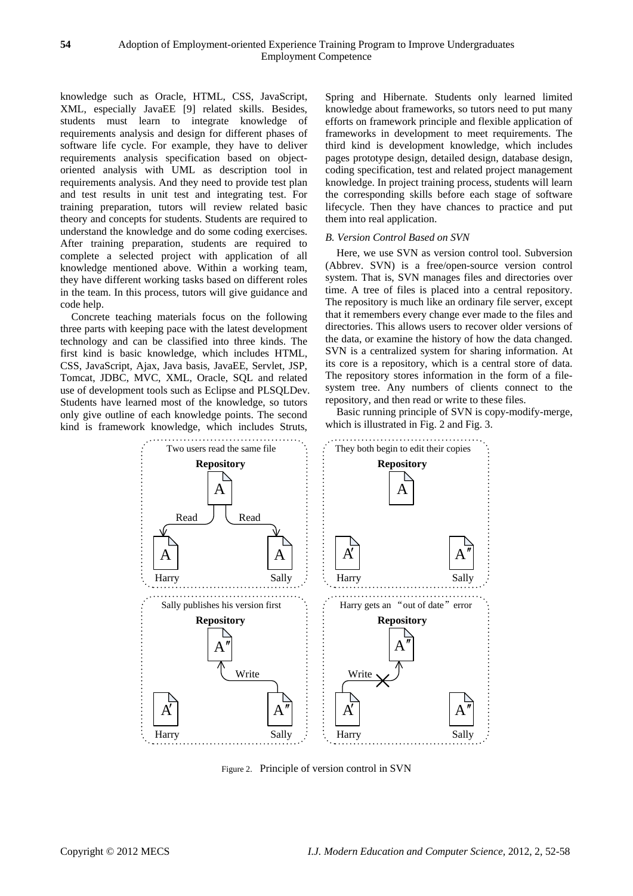knowledge such as Oracle, HTML, CSS, JavaScript, XML, especially JavaEE [9] related skills. Besides, students must learn to integrate knowledge of requirements analysis and design for different phases of software life cycle. For example, they have to deliver requirements analysis specification based on object-oriented analysis with UML as description tool in requirements analysis. And they need to provide test plan and test results in unit test and integrating test. For training preparation, tutors will review related basic theory and concepts for students. Students are required to understand the knowledge and do some coding exercises. After training preparation, students are required to complete a selected project with application of all knowledge mentioned above. Within a working team, they have different working tasks based on different roles in the team. In this process, tutors will give guidance and code help.

Concrete teaching materials focus on the following three parts with keeping pace with the latest development technology and can be classified into three kinds. The first kind is basic knowledge, which includes HTML, CSS, JavaScript, Ajax, Java basis, JavaEE, Servlet, JSP, Tomcat, JDBC, MVC, XML, Oracle, SQL and related use of development tools such as Eclipse and PLSQLDev. Students have learned most of the knowledge, so tutors only give outline of each knowledge points. The second kind is framework knowledge, which includes Struts, Spring and Hibernate. Students only learned limited knowledge about frameworks, so tutors need to put many efforts on framework principle and flexible application of frameworks in development to meet requirements. The third kind is development knowledge, which includes pages prototype design, detailed design, database design, coding specification, test and related project management knowledge. In project training process, students will learn the corresponding skills before each stage of software lifecycle. Then they have chances to practice and put them into real application.

### *B. Version Control Based on SVN*

Here, we use SVN as version control tool. Subversion (Abbrev. SVN) is a free/open-source version control system. That is, SVN manages files and directories over time. A tree of files is placed into a central repository. The repository is much like an ordinary file server, except that it remembers every change ever made to the files and directories. This allows users to recover older versions of the data, or examine the history of how the data changed. SVN is a centralized system for sharing information. At its core is a repository, which is a central store of data. The repository stores information in the form of a file-system tree. Any numbers of clients connect to the repository, and then read or write to these files.

Basic running principle of SVN is copy-modify-merge, which is illustrated in Fig. 2 and Fig. 3.

Figure 2. Principle of version control in SVN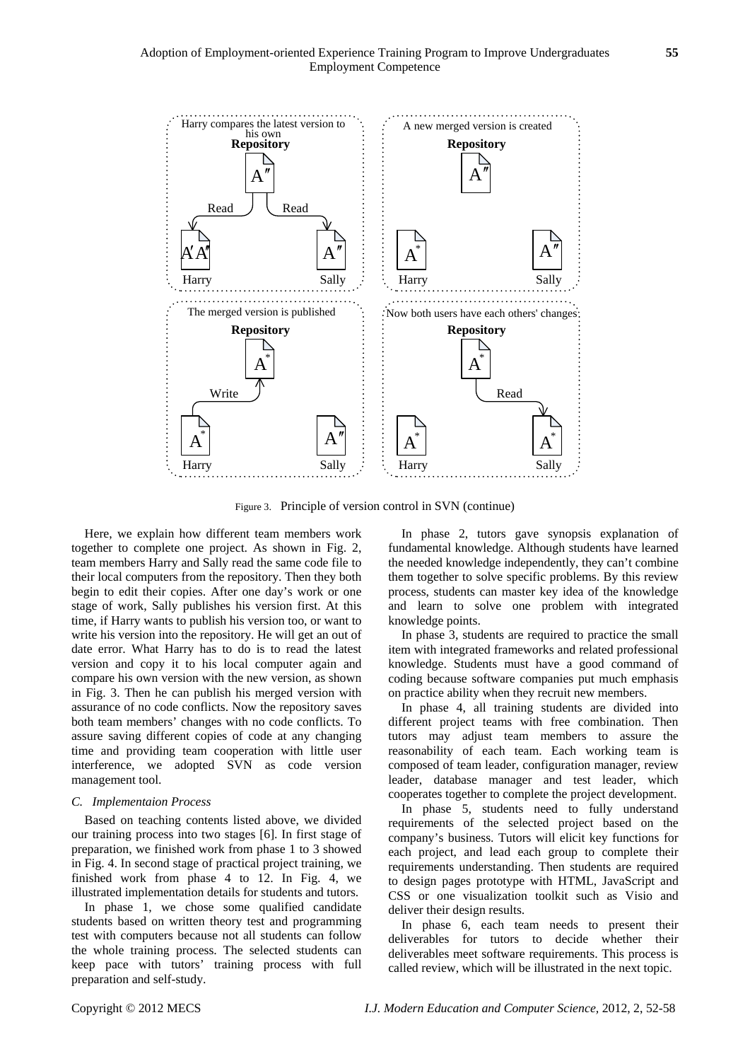Figure 3. Principle of version control in SVN (continue)

Here, we explain how different team members work together to complete one project. As shown in Fig. 2, team members Harry and Sally read the same code file to their local computers from the repository. Then they both begin to edit their copies. After one day's work or one stage of work, Sally publishes his version first. At this time, if Harry wants to publish his version too, or want to write his version into the repository. He will get an out of date error. What Harry has to do is to read the latest version and copy it to his local computer again and compare his own version with the new version, as shown in Fig. 3. Then he can publish his merged version with assurance of no code conflicts. Now the repository saves both team members' changes with no code conflicts. To assure saving different copies of code at any changing time and providing team cooperation with little user interference, we adopted SVN as code version management tool.

### *C. Implementaion Process*

Based on teaching contents listed above, we divided our training process into two stages [6]. In first stage of preparation, we finished work from phase 1 to 3 showed in Fig. 4. In second stage of practical project training, we finished work from phase 4 to 12. In Fig. 4, we illustrated implementation details for students and tutors.

In phase 1, we chose some qualified candidate students based on written theory test and programming test with computers because not all students can follow the whole training process. The selected students can keep pace with tutors' training process with full preparation and self-study.

In phase 2, tutors gave synopsis explanation of fundamental knowledge. Although students have learned the needed knowledge independently, they can't combine them together to solve specific problems. By this review process, students can master key idea of the knowledge and learn to solve one problem with integrated knowledge points.

In phase 3, students are required to practice the small item with integrated frameworks and related professional knowledge. Students must have a good command of coding because software companies put much emphasis on practice ability when they recruit new members.

In phase 4, all training students are divided into different project teams with free combination. Then tutors may adjust team members to assure the reasonability of each team. Each working team is composed of team leader, configuration manager, review leader, database manager and test leader, which cooperates together to complete the project development.

In phase 5, students need to fully understand requirements of the selected project based on the company's business. Tutors will elicit key functions for each project, and lead each group to complete their requirements understanding. Then students are required to design pages prototype with HTML, JavaScript and CSS or one visualization toolkit such as Visio and deliver their design results.

In phase 6, each team needs to present their deliverables for tutors to decide whether their deliverables meet software requirements. This process is called review, which will be illustrated in the next topic.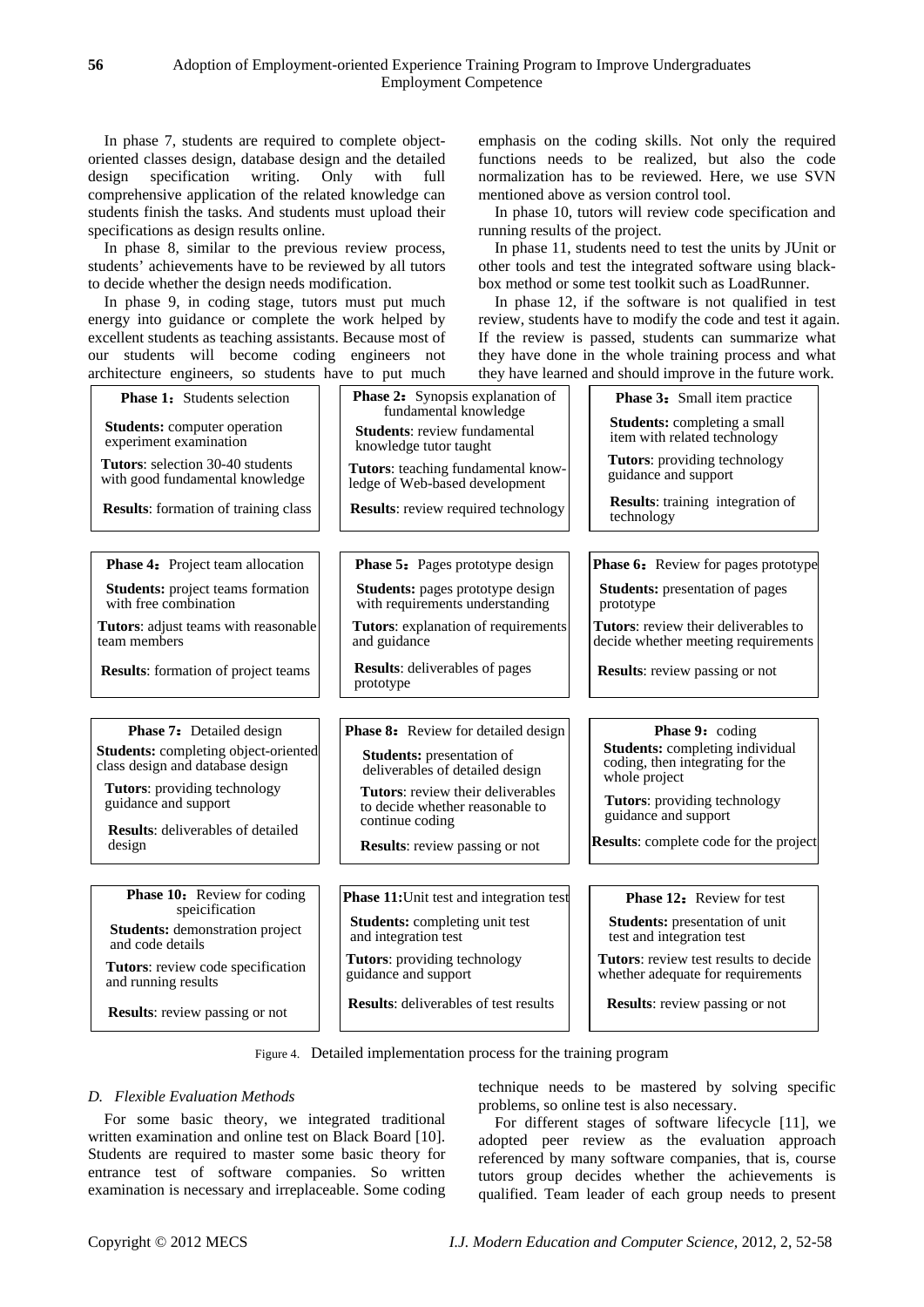In phase 7, students are required to complete object-oriented classes design, database design and the detailed design specification writing. Only with full comprehensive application of the related knowledge can students finish the tasks. And students must upload their specifications as design results online.

In phase 8, similar to the previous review process, students' achievements have to be reviewed by all tutors to decide whether the design needs modification.

In phase 9, in coding stage, tutors must put much energy into guidance or complete the work helped by excellent students as teaching assistants. Because most of our students will become coding engineers not architecture engineers, so students have to put much emphasis on the coding skills. Not only the required functions needs to be realized, but also the code normalization has to be reviewed. Here, we use SVN mentioned above as version control tool.

In phase 10, tutors will review code specification and running results of the project.

In phase 11, students need to test the units by JUnit or other tools and test the integrated software using black-box method or some test toolkit such as LoadRunner.

In phase 12, if the software is not qualified in test review, students have to modify the code and test it again. If the review is passed, students can summarize what they have done in the whole training process and what they have learned and should improve in the future work.

| **Phase 1**：Students selection | **Phase 2**：Synopsis explanation of fundamental knowledge | **Phase 3**：Small item practice |
|---|---|---|
| **Students:** computer operation experiment examination | **Students**: review fundamental knowledge tutor taught | **Students:** completing a small item with related technology |
| **Tutors**: selection 30-40 students with good fundamental knowledge | **Tutors**: teaching fundamental knowledge of Web-based development | **Tutors**: providing technology guidance and support |
| **Results**: formation of training class | **Results**: review required technology | **Results**: training integration of technology |

| **Phase 4**：Project team allocation | **Phase 5**：Pages prototype design | **Phase 6**：Review for pages prototype |
|---|---|---|
| **Students:** project teams formation with free combination | **Students:** pages prototype design with requirements understanding | **Students:** presentation of pages prototype |
| **Tutors**: adjust teams with reasonable team members | **Tutors**: explanation of requirements and guidance | **Tutors**: review their deliverables to decide whether meeting requirements |
| **Results**: formation of project teams | **Results**: deliverables of pages prototype | **Results**: review passing or not |

| **Phase 7**：Detailed design | **Phase 8**：Review for detailed design | **Phase 9**：coding |
|---|---|---|
| **Students:** completing object-oriented class design and database design | **Students:** presentation of deliverables of detailed design | **Students:** completing individual coding, then integrating for the whole project |
| **Tutors**: providing technology guidance and support | **Tutors**: review their deliverables to decide whether reasonable to continue coding | **Tutors**: providing technology guidance and support |
| **Results**: deliverables of detailed design | **Results**: review passing or not | **Results**: complete code for the project |

| **Phase 10**：Review for coding speicification | **Phase 11:**Unit test and integration test | **Phase 12**：Review for test |
|---|---|---|
| **Students:** demonstration project and code details | **Students:** completing unit test and integration test | **Students:** presentation of unit test and integration test |
| **Tutors**: review code specification and running results | **Tutors**: providing technology guidance and support | **Tutors**: review test results to decide whether adequate for requirements |
| **Results**: review passing or not | **Results**: deliverables of test results | **Results**: review passing or not |

Figure 4. Detailed implementation process for the training program

### *D. Flexible Evaluation Methods*

For some basic theory, we integrated traditional written examination and online test on Black Board [10]. Students are required to master some basic theory for entrance test of software companies. So written examination is necessary and irreplaceable. Some coding technique needs to be mastered by solving specific problems, so online test is also necessary.

For different stages of software lifecycle [11], we adopted peer review as the evaluation approach referenced by many software companies, that is, course tutors group decides whether the achievements is qualified. Team leader of each group needs to present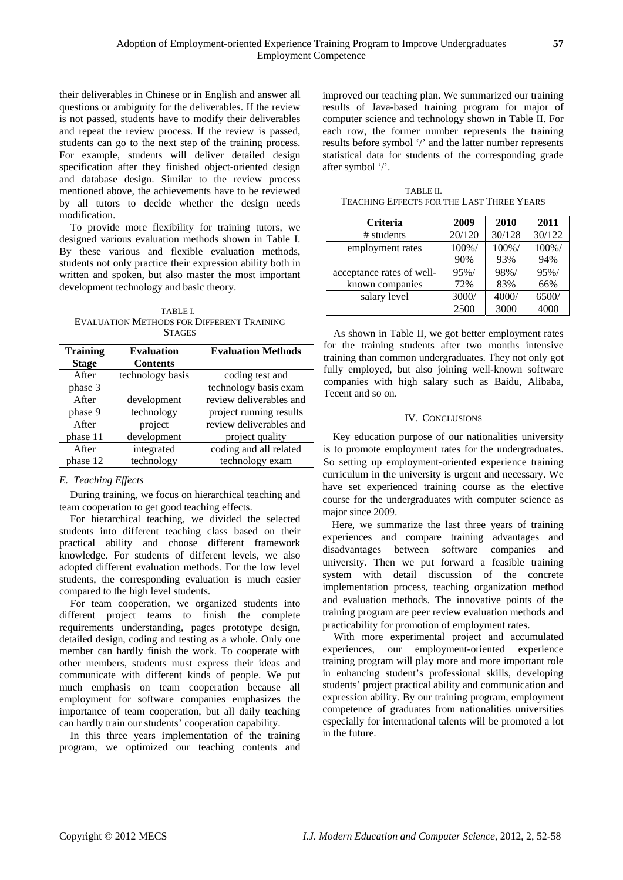their deliverables in Chinese or in English and answer all questions or ambiguity for the deliverables. If the review is not passed, students have to modify their deliverables and repeat the review process. If the review is passed, students can go to the next step of the training process. For example, students will deliver detailed design specification after they finished object-oriented design and database design. Similar to the review process mentioned above, the achievements have to be reviewed by all tutors to decide whether the design needs modification.

To provide more flexibility for training tutors, we designed various evaluation methods shown in Table I. By these various and flexible evaluation methods, students not only practice their expression ability both in written and spoken, but also master the most important development technology and basic theory.

TABLE I.
EVALUATION METHODS FOR DIFFERENT TRAINING STAGES

| Training Stage | Evaluation Contents | Evaluation Methods |
|---|---|---|
| After phase 3 | technology basis | coding test and technology basis exam |
| After phase 9 | development technology | review deliverables and project running results |
| After phase 11 | project development | review deliverables and project quality |
| After phase 12 | integrated technology | coding and all related technology exam |

### *E. Teaching Effects*

During training, we focus on hierarchical teaching and team cooperation to get good teaching effects.

For hierarchical teaching, we divided the selected students into different teaching class based on their practical ability and choose different framework knowledge. For students of different levels, we also adopted different evaluation methods. For the low level students, the corresponding evaluation is much easier compared to the high level students.

For team cooperation, we organized students into different project teams to finish the complete requirements understanding, pages prototype design, detailed design, coding and testing as a whole. Only one member can hardly finish the work. To cooperate with other members, students must express their ideas and communicate with different kinds of people. We put much emphasis on team cooperation because all employment for software companies emphasizes the importance of team cooperation, but all daily teaching can hardly train our students' cooperation capability.

In this three years implementation of the training program, we optimized our teaching contents and improved our teaching plan. We summarized our training results of Java-based training program for major of computer science and technology shown in Table II. For each row, the former number represents the training results before symbol '/' and the latter number represents statistical data for students of the corresponding grade after symbol '/'.

TABLE II.
TEACHING EFFECTS FOR THE LAST THREE YEARS

| Criteria | 2009 | 2010 | 2011 |
|---|---|---|---|
| # students | 20/120 | 30/128 | 30/122 |
| employment rates | 100%/ 90% | 100%/ 93% | 100%/ 94% |
| acceptance rates of well-known companies | 95%/ 72% | 98%/ 83% | 95%/ 66% |
| salary level | 3000/ 2500 | 4000/ 3000 | 6500/ 4000 |

As shown in Table II, we got better employment rates for the training students after two months intensive training than common undergraduates. They not only got fully employed, but also joining well-known software companies with high salary such as Baidu, Alibaba, Tecent and so on.

## IV. CONCLUSIONS

Key education purpose of our nationalities university is to promote employment rates for the undergraduates. So setting up employment-oriented experience training curriculum in the university is urgent and necessary. We have set experienced training course as the elective course for the undergraduates with computer science as major since 2009.

Here, we summarize the last three years of training experiences and compare training advantages and disadvantages between software companies and university. Then we put forward a feasible training system with detail discussion of the concrete implementation process, teaching organization method and evaluation methods. The innovative points of the training program are peer review evaluation methods and practicability for promotion of employment rates.

With more experimental project and accumulated experiences, our employment-oriented experience training program will play more and more important role in enhancing student's professional skills, developing students' project practical ability and communication and expression ability. By our training program, employment competence of graduates from nationalities universities especially for international talents will be promoted a lot in the future.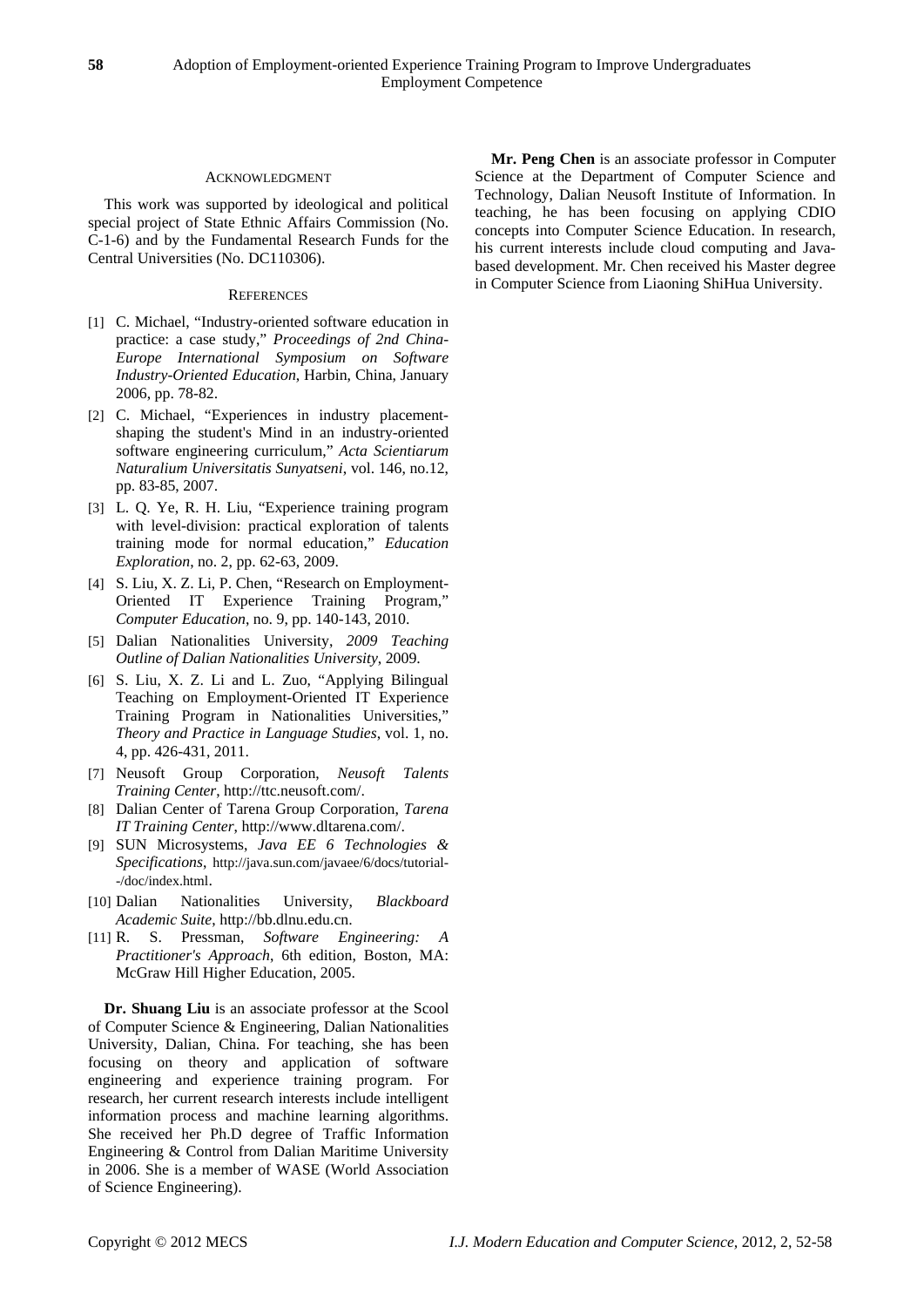## ACKNOWLEDGMENT

This work was supported by ideological and political special project of State Ethnic Affairs Commission (No. C-1-6) and by the Fundamental Research Funds for the Central Universities (No. DC110306).

## REFERENCES

[1] C. Michael, "Industry-oriented software education in practice: a case study," *Proceedings of 2nd China-Europe International Symposium on Software Industry-Oriented Education*, Harbin, China, January 2006, pp. 78-82.

[2] C. Michael, "Experiences in industry placement-shaping the student's Mind in an industry-oriented software engineering curriculum," *Acta Scientiarum Naturalium Universitatis Sunyatseni*, vol. 146, no.12, pp. 83-85, 2007.

[3] L. Q. Ye, R. H. Liu, "Experience training program with level-division: practical exploration of talents training mode for normal education," *Education Exploration*, no. 2, pp. 62-63, 2009.

[4] S. Liu, X. Z. Li, P. Chen, "Research on Employment-Oriented IT Experience Training Program," *Computer Education*, no. 9, pp. 140-143, 2010.

[5] Dalian Nationalities University, *2009 Teaching Outline of Dalian Nationalities University*, 2009.

[6] S. Liu, X. Z. Li and L. Zuo, "Applying Bilingual Teaching on Employment-Oriented IT Experience Training Program in Nationalities Universities," *Theory and Practice in Language Studies*, vol. 1, no. 4, pp. 426-431, 2011.

[7] Neusoft Group Corporation, *Neusoft Talents Training Center*, http://ttc.neusoft.com/.

[8] Dalian Center of Tarena Group Corporation, *Tarena IT Training Center*, http://www.dltarena.com/.

[9] SUN Microsystems, *Java EE 6 Technologies & Specifications*, http://java.sun.com/javaee/6/docs/tutorial--/doc/index.html.

[10] Dalian Nationalities University, *Blackboard Academic Suite*, http://bb.dlnu.edu.cn.

[11] R. S. Pressman, *Software Engineering: A Practitioner's Approach*, 6th edition, Boston, MA: McGraw Hill Higher Education, 2005.

**Dr. Shuang Liu** is an associate professor at the Scool of Computer Science & Engineering, Dalian Nationalities University, Dalian, China. For teaching, she has been focusing on theory and application of software engineering and experience training program. For research, her current research interests include intelligent information process and machine learning algorithms. She received her Ph.D degree of Traffic Information Engineering & Control from Dalian Maritime University in 2006. She is a member of WASE (World Association of Science Engineering).

**Mr. Peng Chen** is an associate professor in Computer Science at the Department of Computer Science and Technology, Dalian Neusoft Institute of Information. In teaching, he has been focusing on applying CDIO concepts into Computer Science Education. In research, his current interests include cloud computing and Java-based development. Mr. Chen received his Master degree in Computer Science from Liaoning ShiHua University.